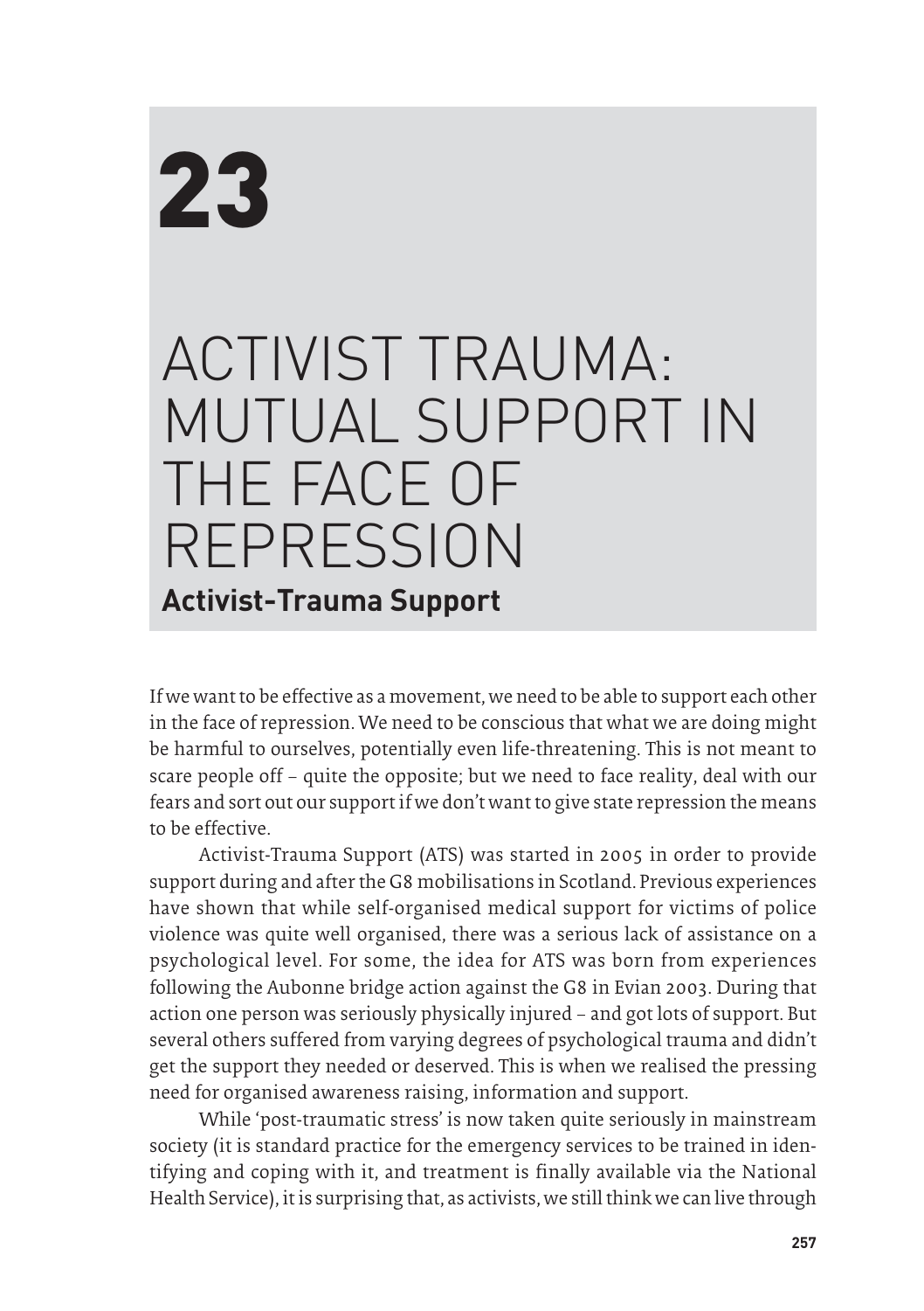# 23

# ACTIVIST TRAUMA: MUTUAL SUPPORT IN THE FACE OF REPRESSION

**Activist-Trauma Support**

If we want to be effective as a movement, we need to be able to support each other in the face of repression. We need to be conscious that what we are doing might be harmful to ourselves, potentially even life-threatening. This is not meant to scare people off – quite the opposite; but we need to face reality, deal with our fears and sort out our support if we don't want to give state repression the means to be effective.

Activist-Trauma Support (ATS) was started in 2005 in order to provide support during and after the G8 mobilisations in Scotland. Previous experiences have shown that while self-organised medical support for victims of police violence was quite well organised, there was a serious lack of assistance on a psychological level. For some, the idea for ATS was born from experiences following the Aubonne bridge action against the G8 in Evian 2003. During that action one person was seriously physically injured – and got lots of support. But several others suffered from varying degrees of psychological trauma and didn't get the support they needed or deserved. This is when we realised the pressing need for organised awareness raising, information and support.

While 'post-traumatic stress' is now taken quite seriously in mainstream society (it is standard practice for the emergency services to be trained in identifying and coping with it, and treatment is finally available via the National Health Service), it is surprising that, as activists, we still think we can live through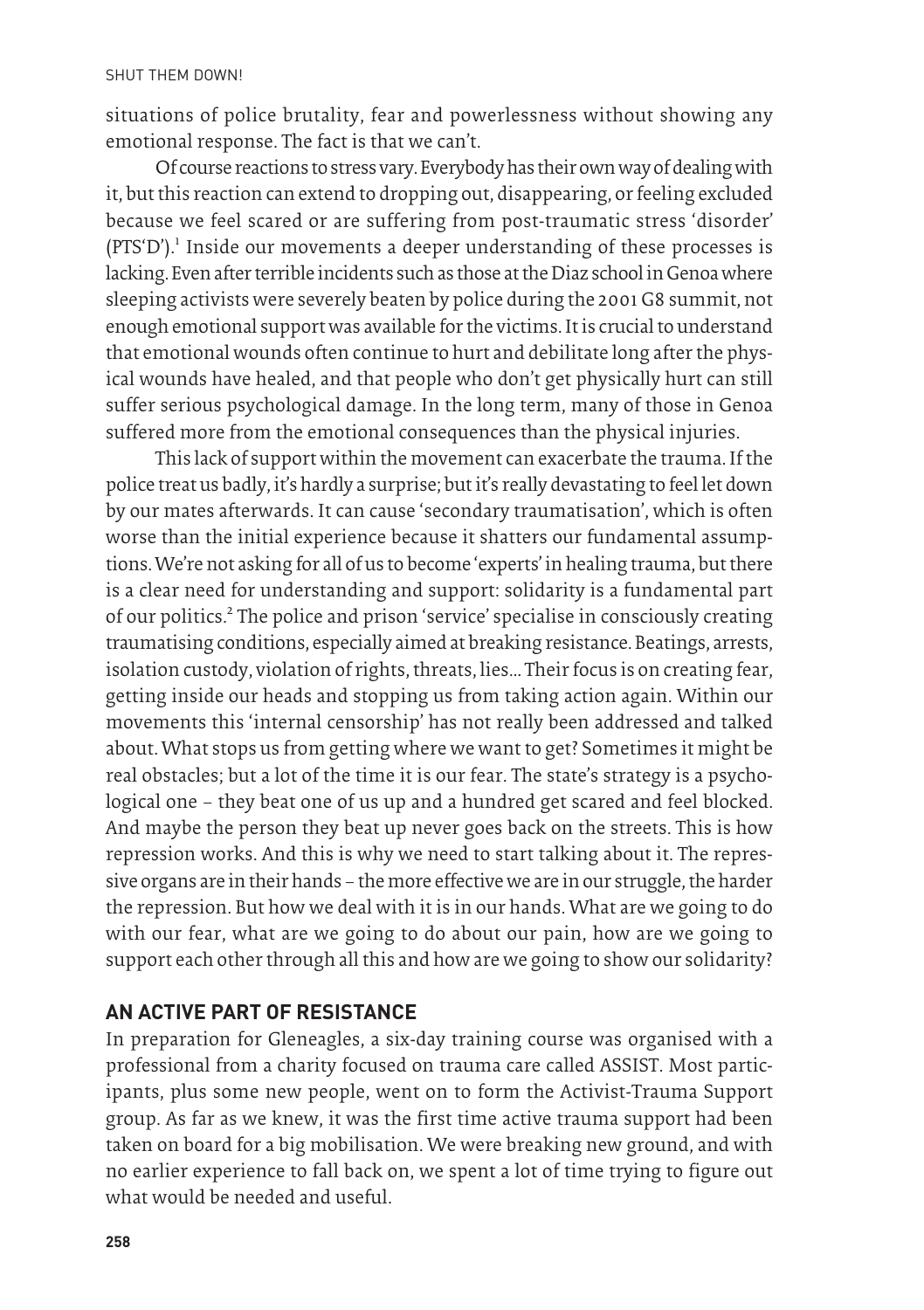situations of police brutality, fear and powerlessness without showing any emotional response. The fact is that we can't.

Of course reactions to stress vary. Everybody has their own way of dealing with it, but this reaction can extend to dropping out, disappearing, or feeling excluded because we feel scared or are suffering from post-traumatic stress 'disorder' (PTS'D').[1] Inside our movements a deeper understanding of these processes is lacking. Even after terrible incidents such as those at the Diaz school in Genoa where sleeping activists were severely beaten by police during the 2001 G8 summit, not enough emotional support was available for the victims. It is crucial to understand that emotional wounds often continue to hurt and debilitate long after the physical wounds have healed, and that people who don't get physically hurt can still suffer serious psychological damage. In the long term, many of those in Genoa suffered more from the emotional consequences than the physical injuries.

This lack of support within the movement can exacerbate the trauma. If the police treat us badly, it's hardly a surprise; but it's really devastating to feel let down by our mates afterwards. It can cause 'secondary traumatisation', which is often worse than the initial experience because it shatters our fundamental assumptions. We're not asking for all of us to become 'experts' in healing trauma, but there is a clear need for understanding and support: solidarity is a fundamental part of our politics.[2] The police and prison 'service' specialise in consciously creating traumatising conditions, especially aimed at breaking resistance. Beatings, arrests, isolation custody, violation of rights, threats, lies… Their focus is on creating fear, getting inside our heads and stopping us from taking action again. Within our movements this 'internal censorship' has not really been addressed and talked about. What stops us from getting where we want to get? Sometimes it might be real obstacles; but a lot of the time it is our fear. The state's strategy is a psychological one – they beat one of us up and a hundred get scared and feel blocked. And maybe the person they beat up never goes back on the streets. This is how repression works. And this is why we need to start talking about it. The repressive organs are in their hands – the more effective we are in our struggle, the harder the repression. But how we deal with it is in our hands. What are we going to do with our fear, what are we going to do about our pain, how are we going to support each other through all this and how are we going to show our solidarity?

## AN ACTIVE PART OF RESISTANCE

In preparation for Gleneagles, a six-day training course was organised with a professional from a charity focused on trauma care called ASSIST. Most participants, plus some new people, went on to form the Activist-Trauma Support group. As far as we knew, it was the first time active trauma support had been taken on board for a big mobilisation. We were breaking new ground, and with no earlier experience to fall back on, we spent a lot of time trying to figure out what would be needed and useful.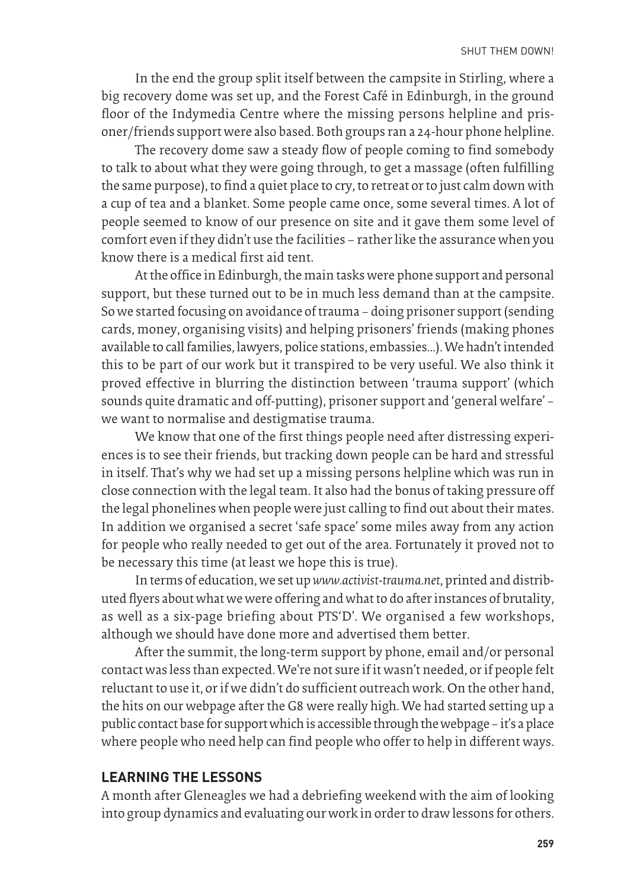In the end the group split itself between the campsite in Stirling, where a big recovery dome was set up, and the Forest Café in Edinburgh, in the ground floor of the Indymedia Centre where the missing persons helpline and prisoner/friends support were also based. Both groups ran a 24-hour phone helpline.

The recovery dome saw a steady flow of people coming to find somebody to talk to about what they were going through, to get a massage (often fulfilling the same purpose), to find a quiet place to cry, to retreat or to just calm down with a cup of tea and a blanket. Some people came once, some several times. A lot of people seemed to know of our presence on site and it gave them some level of comfort even if they didn't use the facilities – rather like the assurance when you know there is a medical first aid tent.

At the office in Edinburgh, the main tasks were phone support and personal support, but these turned out to be in much less demand than at the campsite. So we started focusing on avoidance of trauma – doing prisoner support (sending cards, money, organising visits) and helping prisoners' friends (making phones available to call families, lawyers, police stations, embassies...). We hadn't intended this to be part of our work but it transpired to be very useful. We also think it proved effective in blurring the distinction between 'trauma support' (which sounds quite dramatic and off-putting), prisoner support and 'general welfare' – we want to normalise and destigmatise trauma.

We know that one of the first things people need after distressing experiences is to see their friends, but tracking down people can be hard and stressful in itself. That's why we had set up a missing persons helpline which was run in close connection with the legal team. It also had the bonus of taking pressure off the legal phonelines when people were just calling to find out about their mates. In addition we organised a secret 'safe space' some miles away from any action for people who really needed to get out of the area. Fortunately it proved not to be necessary this time (at least we hope this is true).

In terms of education, we set up *www.activist-trauma.net*, printed and distributed flyers about what we were offering and what to do after instances of brutality, as well as a six-page briefing about PTS'D'. We organised a few workshops, although we should have done more and advertised them better.

After the summit, the long-term support by phone, email and/or personal contact was less than expected. We're not sure if it wasn't needed, or if people felt reluctant to use it, or if we didn't do sufficient outreach work. On the other hand, the hits on our webpage after the G8 were really high. We had started setting up a public contact base for support which is accessible through the webpage – it's a place where people who need help can find people who offer to help in different ways.

## LEARNING THE LESSONS

A month after Gleneagles we had a debriefing weekend with the aim of looking into group dynamics and evaluating our work in order to draw lessons for others.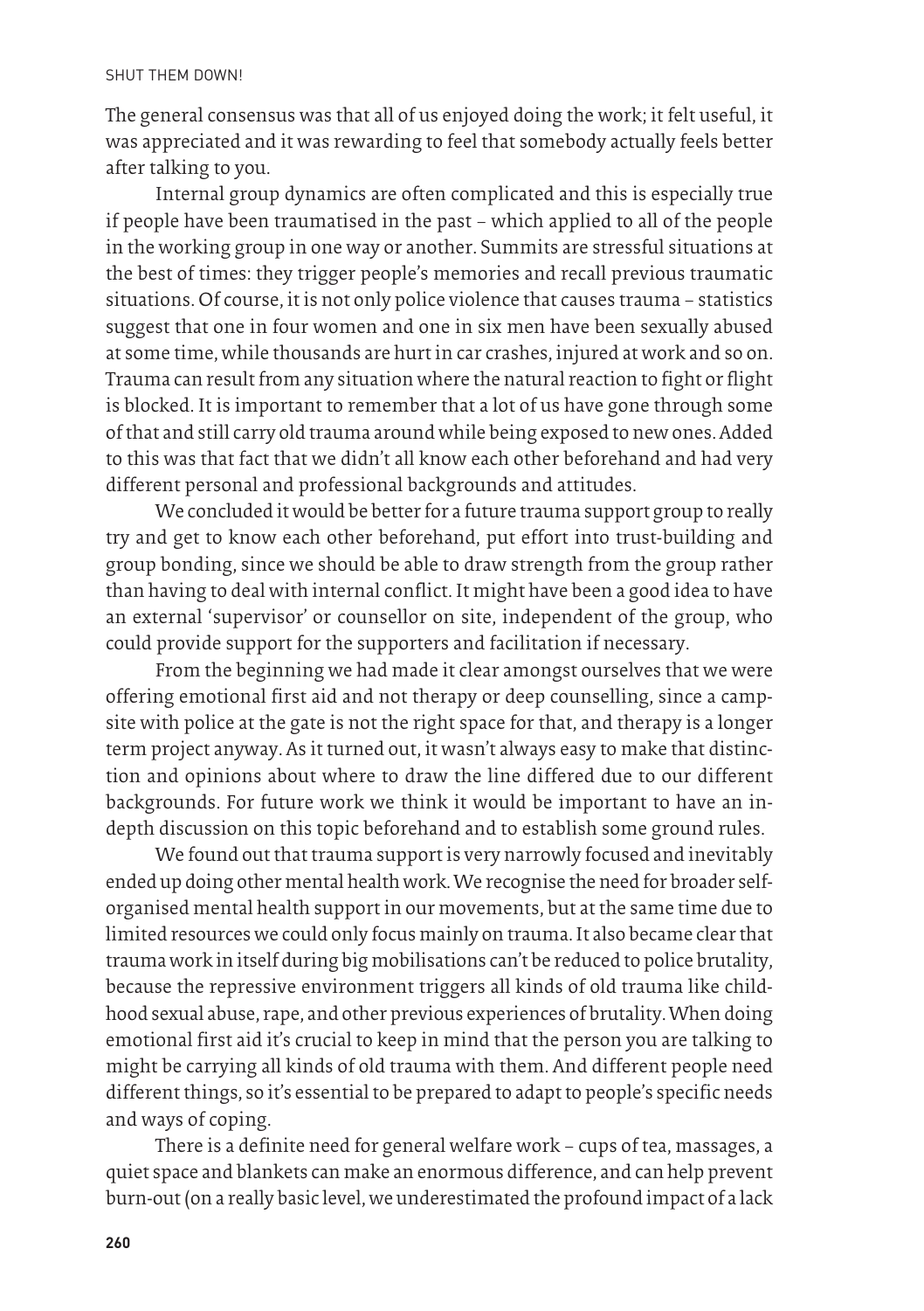The general consensus was that all of us enjoyed doing the work; it felt useful, it was appreciated and it was rewarding to feel that somebody actually feels better after talking to you.

Internal group dynamics are often complicated and this is especially true if people have been traumatised in the past – which applied to all of the people in the working group in one way or another. Summits are stressful situations at the best of times: they trigger people's memories and recall previous traumatic situations. Of course, it is not only police violence that causes trauma – statistics suggest that one in four women and one in six men have been sexually abused at some time, while thousands are hurt in car crashes, injured at work and so on. Trauma can result from any situation where the natural reaction to fight or flight is blocked. It is important to remember that a lot of us have gone through some of that and still carry old trauma around while being exposed to new ones. Added to this was that fact that we didn't all know each other beforehand and had very different personal and professional backgrounds and attitudes.

We concluded it would be better for a future trauma support group to really try and get to know each other beforehand, put effort into trust-building and group bonding, since we should be able to draw strength from the group rather than having to deal with internal conflict. It might have been a good idea to have an external 'supervisor' or counsellor on site, independent of the group, who could provide support for the supporters and facilitation if necessary.

From the beginning we had made it clear amongst ourselves that we were offering emotional first aid and not therapy or deep counselling, since a campsite with police at the gate is not the right space for that, and therapy is a longer term project anyway. As it turned out, it wasn't always easy to make that distinction and opinions about where to draw the line differed due to our different backgrounds. For future work we think it would be important to have an in-depth discussion on this topic beforehand and to establish some ground rules.

We found out that trauma support is very narrowly focused and inevitably ended up doing other mental health work. We recognise the need for broader self-organised mental health support in our movements, but at the same time due to limited resources we could only focus mainly on trauma. It also became clear that trauma work in itself during big mobilisations can't be reduced to police brutality, because the repressive environment triggers all kinds of old trauma like childhood sexual abuse, rape, and other previous experiences of brutality. When doing emotional first aid it's crucial to keep in mind that the person you are talking to might be carrying all kinds of old trauma with them. And different people need different things, so it's essential to be prepared to adapt to people's specific needs and ways of coping.

There is a definite need for general welfare work – cups of tea, massages, a quiet space and blankets can make an enormous difference, and can help prevent burn-out (on a really basic level, we underestimated the profound impact of a lack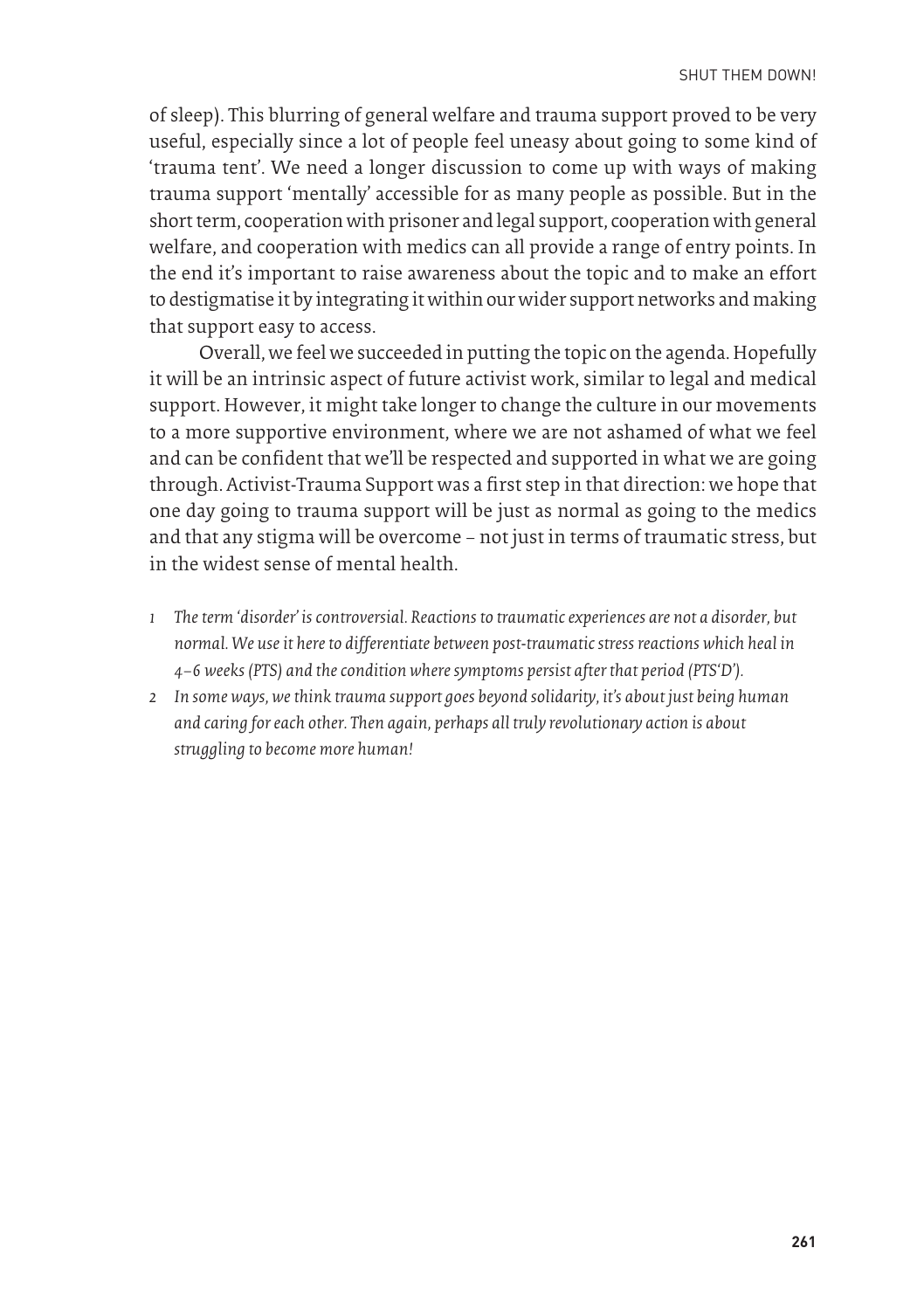of sleep). This blurring of general welfare and trauma support proved to be very useful, especially since a lot of people feel uneasy about going to some kind of 'trauma tent'. We need a longer discussion to come up with ways of making trauma support 'mentally' accessible for as many people as possible. But in the short term, cooperation with prisoner and legal support, cooperation with general welfare, and cooperation with medics can all provide a range of entry points. In the end it's important to raise awareness about the topic and to make an effort to destigmatise it by integrating it within our wider support networks and making that support easy to access.

Overall, we feel we succeeded in putting the topic on the agenda. Hopefully it will be an intrinsic aspect of future activist work, similar to legal and medical support. However, it might take longer to change the culture in our movements to a more supportive environment, where we are not ashamed of what we feel and can be confident that we'll be respected and supported in what we are going through. Activist-Trauma Support was a first step in that direction: we hope that one day going to trauma support will be just as normal as going to the medics and that any stigma will be overcome – not just in terms of traumatic stress, but in the widest sense of mental health.

1 *The term 'disorder' is controversial. Reactions to traumatic experiences are not a disorder, but normal. We use it here to differentiate between post-traumatic stress reactions which heal in 4–6 weeks (PTS) and the condition where symptoms persist after that period (PTS'D').*

2 *In some ways, we think trauma support goes beyond solidarity, it's about just being human and caring for each other. Then again, perhaps all truly revolutionary action is about struggling to become more human!*